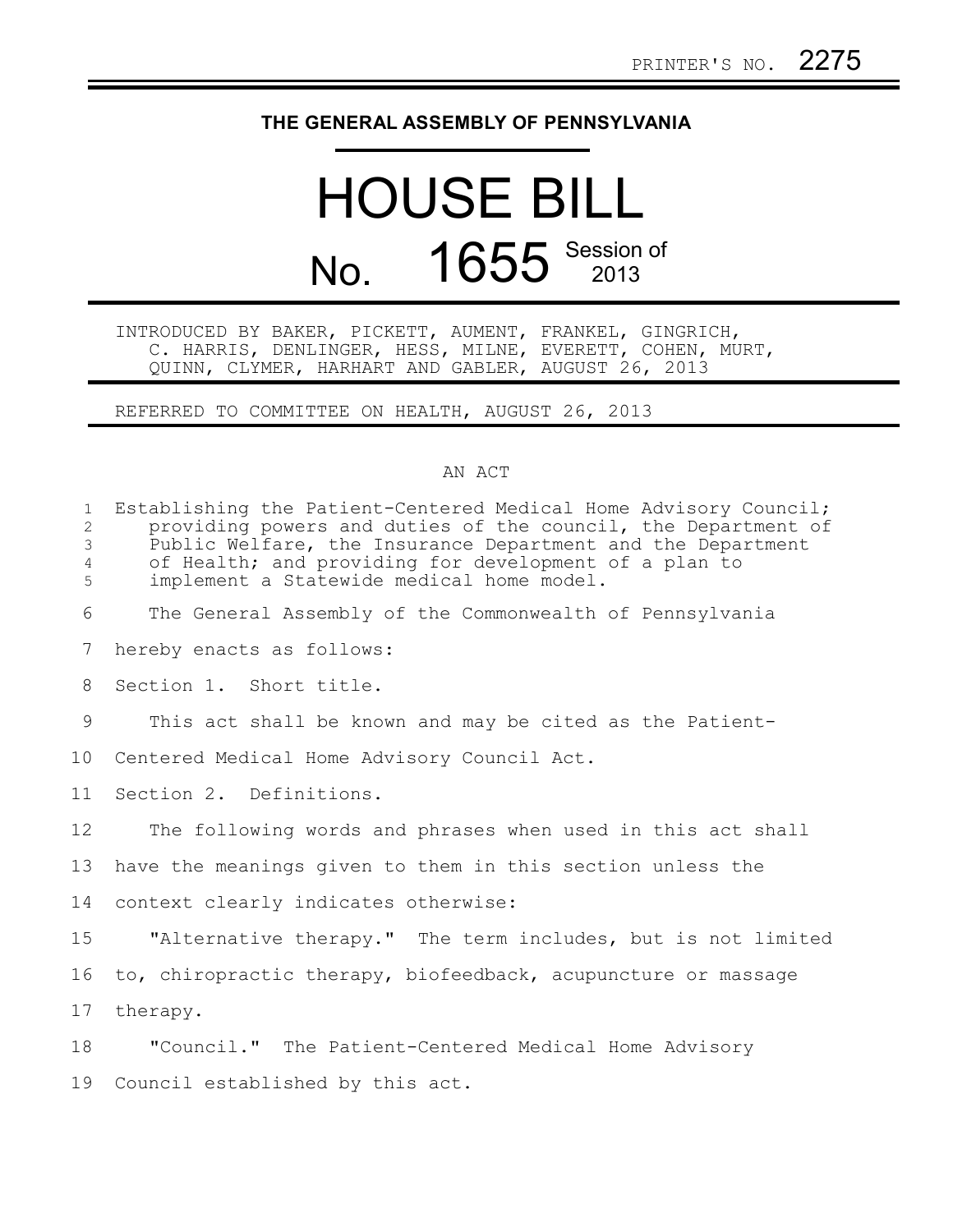PRINTER'S NO. 2275

# THE GENERAL ASSEMBLY OF PENNSYLVANIA

# HOUSE BILL

## No. 1655 Session of 2013

INTRODUCED BY BAKER, PICKETT, AUMENT, FRANKEL, GINGRICH, C. HARRIS, DENLINGER, HESS, MILNE, EVERETT, COHEN, MURT, QUINN, CLYMER, HARHART AND GABLER, AUGUST 26, 2013

REFERRED TO COMMITTEE ON HEALTH, AUGUST 26, 2013

AN ACT

Establishing the Patient-Centered Medical Home Advisory Council; providing powers and duties of the council, the Department of Public Welfare, the Insurance Department and the Department of Health; and providing for development of a plan to implement a Statewide medical home model.

The General Assembly of the Commonwealth of Pennsylvania hereby enacts as follows:

Section 1. Short title.

This act shall be known and may be cited as the Patient-Centered Medical Home Advisory Council Act.

Section 2. Definitions.

The following words and phrases when used in this act shall have the meanings given to them in this section unless the context clearly indicates otherwise:

"Alternative therapy." The term includes, but is not limited to, chiropractic therapy, biofeedback, acupuncture or massage therapy.

"Council." The Patient-Centered Medical Home Advisory Council established by this act.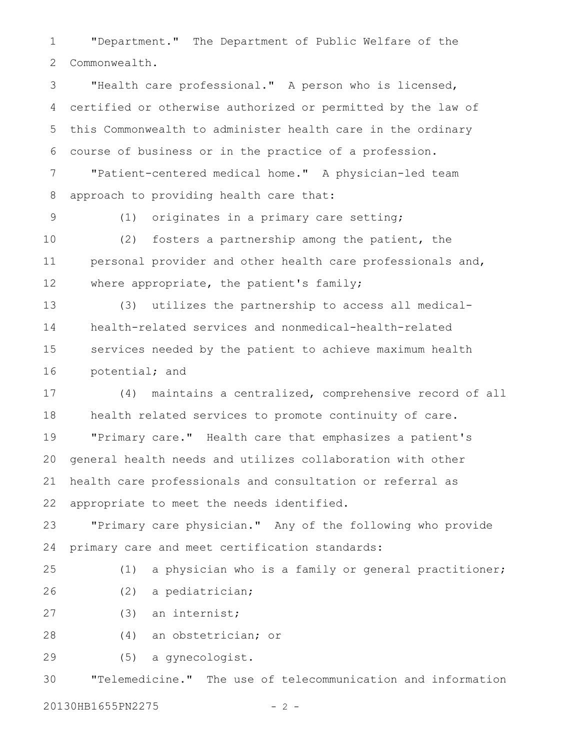"Department." The Department of Public Welfare of the Commonwealth.

"Health care professional." A person who is licensed, certified or otherwise authorized or permitted by the law of this Commonwealth to administer health care in the ordinary course of business or in the practice of a profession.

"Patient-centered medical home." A physician-led team approach to providing health care that:

(1) originates in a primary care setting;

(2) fosters a partnership among the patient, the personal provider and other health care professionals and, where appropriate, the patient's family;

(3) utilizes the partnership to access all medical-health-related services and nonmedical-health-related services needed by the patient to achieve maximum health potential; and

(4) maintains a centralized, comprehensive record of all health related services to promote continuity of care.

"Primary care." Health care that emphasizes a patient's general health needs and utilizes collaboration with other health care professionals and consultation or referral as appropriate to meet the needs identified.

"Primary care physician." Any of the following who provide primary care and meet certification standards:

(1) a physician who is a family or general practitioner;

(2) a pediatrician;

(3) an internist;

(4) an obstetrician; or

(5) a gynecologist.

"Telemedicine." The use of telecommunication and information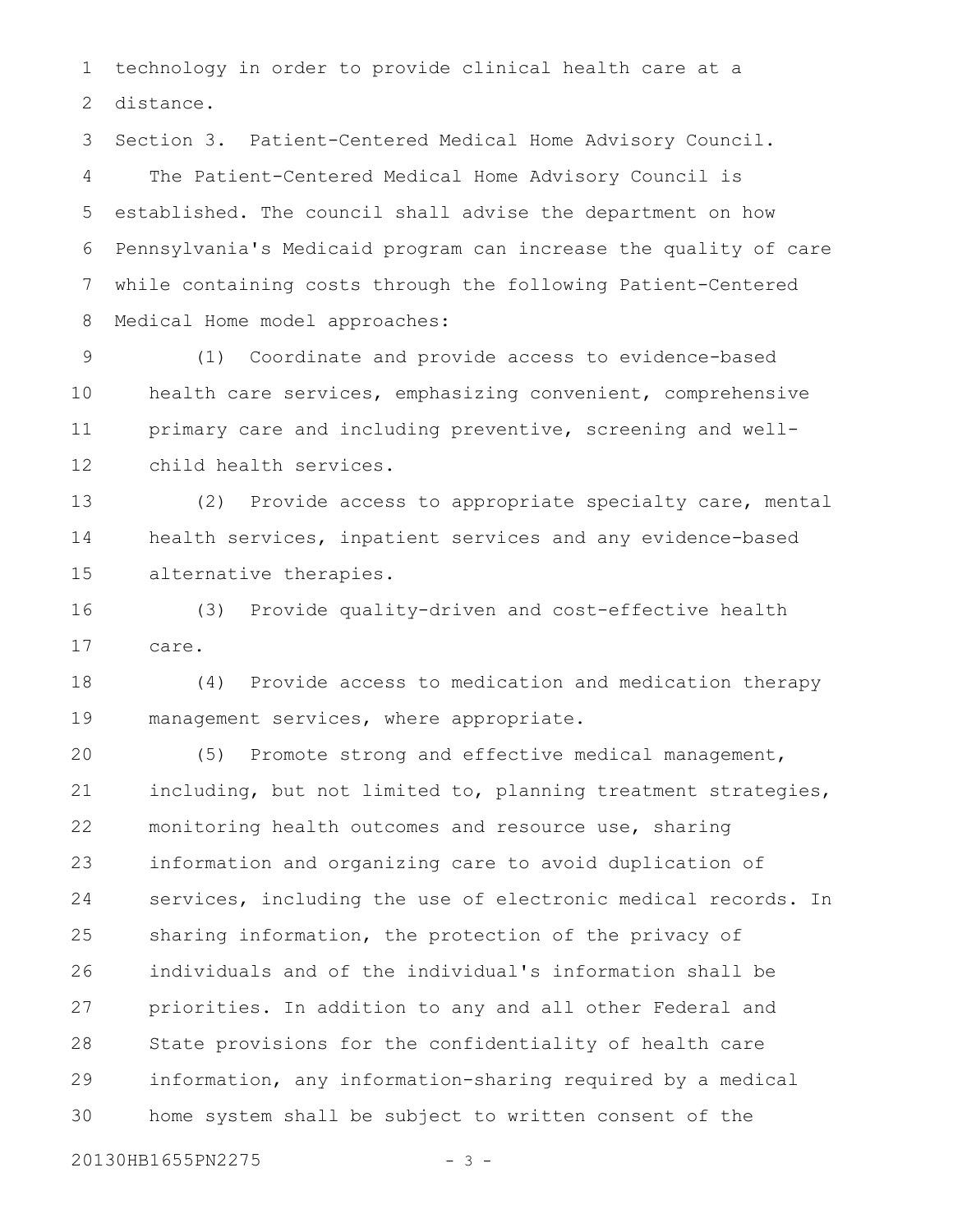technology in order to provide clinical health care at a distance.

Section 3. Patient-Centered Medical Home Advisory Council.

The Patient-Centered Medical Home Advisory Council is established. The council shall advise the department on how Pennsylvania's Medicaid program can increase the quality of care while containing costs through the following Patient-Centered Medical Home model approaches:

(1) Coordinate and provide access to evidence-based health care services, emphasizing convenient, comprehensive primary care and including preventive, screening and well-child health services.

(2) Provide access to appropriate specialty care, mental health services, inpatient services and any evidence-based alternative therapies.

(3) Provide quality-driven and cost-effective health care.

(4) Provide access to medication and medication therapy management services, where appropriate.

(5) Promote strong and effective medical management, including, but not limited to, planning treatment strategies, monitoring health outcomes and resource use, sharing information and organizing care to avoid duplication of services, including the use of electronic medical records. In sharing information, the protection of the privacy of individuals and of the individual's information shall be priorities. In addition to any and all other Federal and State provisions for the confidentiality of health care information, any information-sharing required by a medical home system shall be subject to written consent of the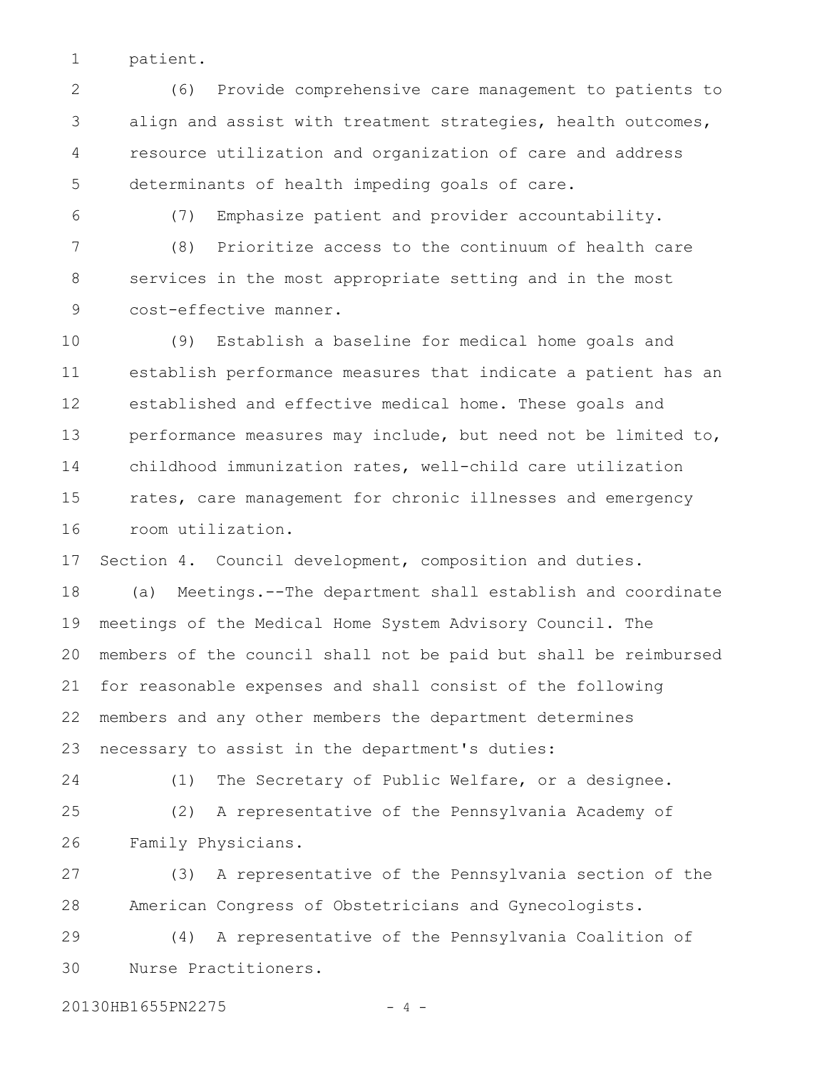patient.

(6) Provide comprehensive care management to patients to align and assist with treatment strategies, health outcomes, resource utilization and organization of care and address determinants of health impeding goals of care.

(7) Emphasize patient and provider accountability.

(8) Prioritize access to the continuum of health care services in the most appropriate setting and in the most cost-effective manner.

(9) Establish a baseline for medical home goals and establish performance measures that indicate a patient has an established and effective medical home. These goals and performance measures may include, but need not be limited to, childhood immunization rates, well-child care utilization rates, care management for chronic illnesses and emergency room utilization.

Section 4. Council development, composition and duties.

(a) Meetings.--The department shall establish and coordinate meetings of the Medical Home System Advisory Council. The members of the council shall not be paid but shall be reimbursed for reasonable expenses and shall consist of the following members and any other members the department determines necessary to assist in the department's duties:

(1) The Secretary of Public Welfare, or a designee.

(2) A representative of the Pennsylvania Academy of Family Physicians.

(3) A representative of the Pennsylvania section of the American Congress of Obstetricians and Gynecologists.

(4) A representative of the Pennsylvania Coalition of Nurse Practitioners.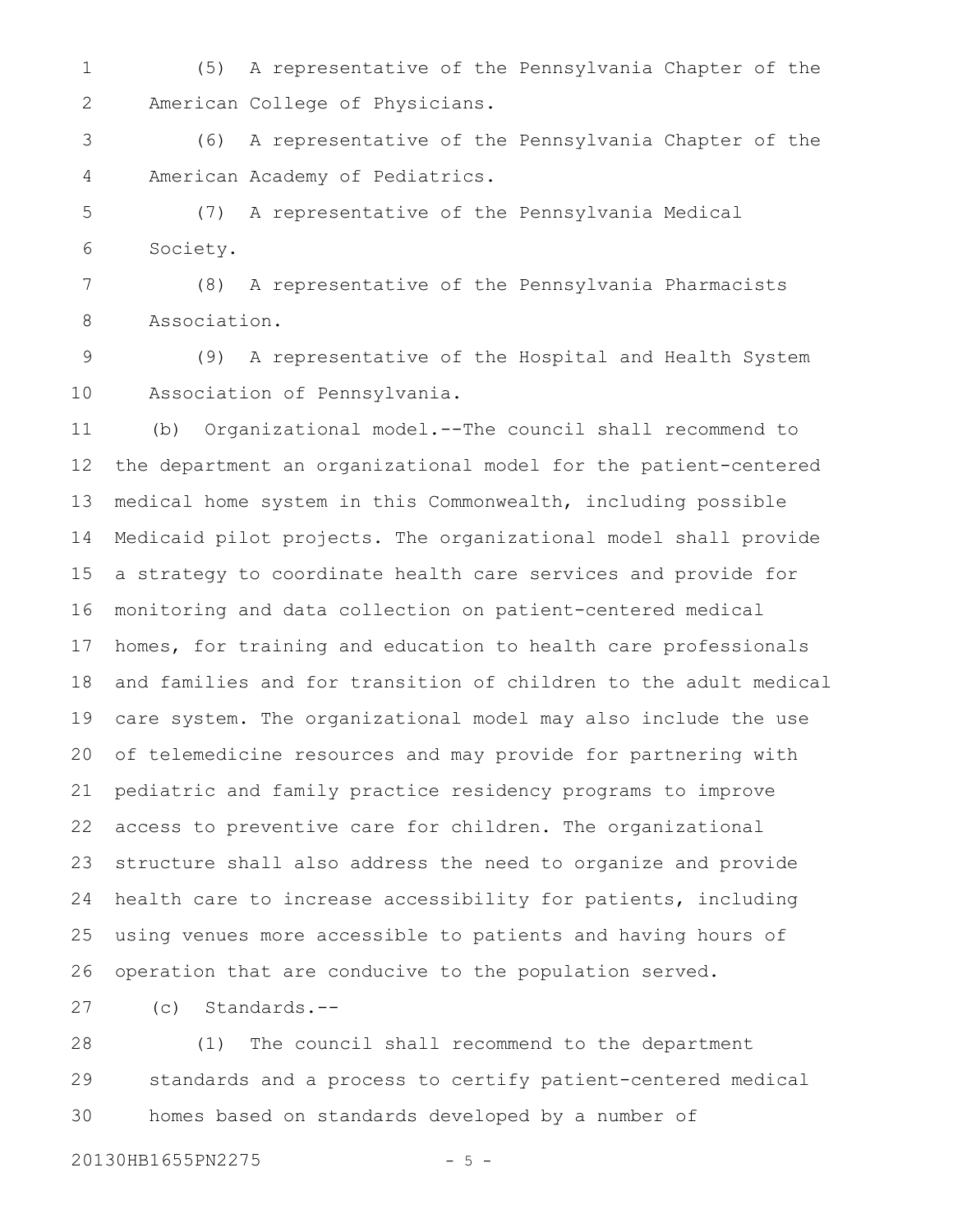(5) A representative of the Pennsylvania Chapter of the American College of Physicians.

(6) A representative of the Pennsylvania Chapter of the American Academy of Pediatrics.

(7) A representative of the Pennsylvania Medical Society.

(8) A representative of the Pennsylvania Pharmacists Association.

(9) A representative of the Hospital and Health System Association of Pennsylvania.

(b) Organizational model.--The council shall recommend to the department an organizational model for the patient-centered medical home system in this Commonwealth, including possible Medicaid pilot projects. The organizational model shall provide a strategy to coordinate health care services and provide for monitoring and data collection on patient-centered medical homes, for training and education to health care professionals and families and for transition of children to the adult medical care system. The organizational model may also include the use of telemedicine resources and may provide for partnering with pediatric and family practice residency programs to improve access to preventive care for children. The organizational structure shall also address the need to organize and provide health care to increase accessibility for patients, including using venues more accessible to patients and having hours of operation that are conducive to the population served.

(c) Standards.--

(1) The council shall recommend to the department standards and a process to certify patient-centered medical homes based on standards developed by a number of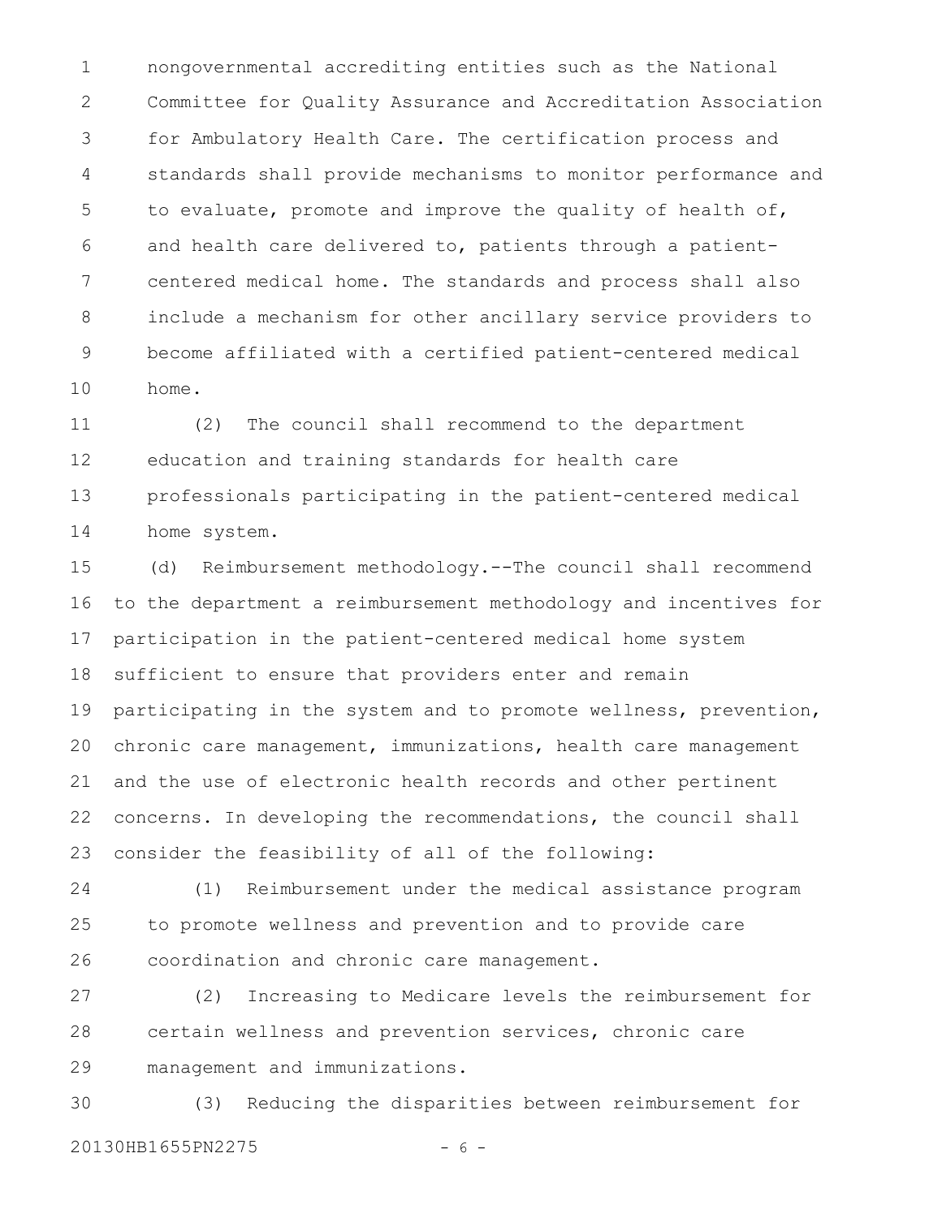nongovernmental accrediting entities such as the National Committee for Quality Assurance and Accreditation Association for Ambulatory Health Care. The certification process and standards shall provide mechanisms to monitor performance and to evaluate, promote and improve the quality of health of, and health care delivered to, patients through a patient-centered medical home. The standards and process shall also include a mechanism for other ancillary service providers to become affiliated with a certified patient-centered medical home.

(2) The council shall recommend to the department education and training standards for health care professionals participating in the patient-centered medical home system.

(d) Reimbursement methodology.--The council shall recommend to the department a reimbursement methodology and incentives for participation in the patient-centered medical home system sufficient to ensure that providers enter and remain participating in the system and to promote wellness, prevention, chronic care management, immunizations, health care management and the use of electronic health records and other pertinent concerns. In developing the recommendations, the council shall consider the feasibility of all of the following:

(1) Reimbursement under the medical assistance program to promote wellness and prevention and to provide care coordination and chronic care management.

(2) Increasing to Medicare levels the reimbursement for certain wellness and prevention services, chronic care management and immunizations.

(3) Reducing the disparities between reimbursement for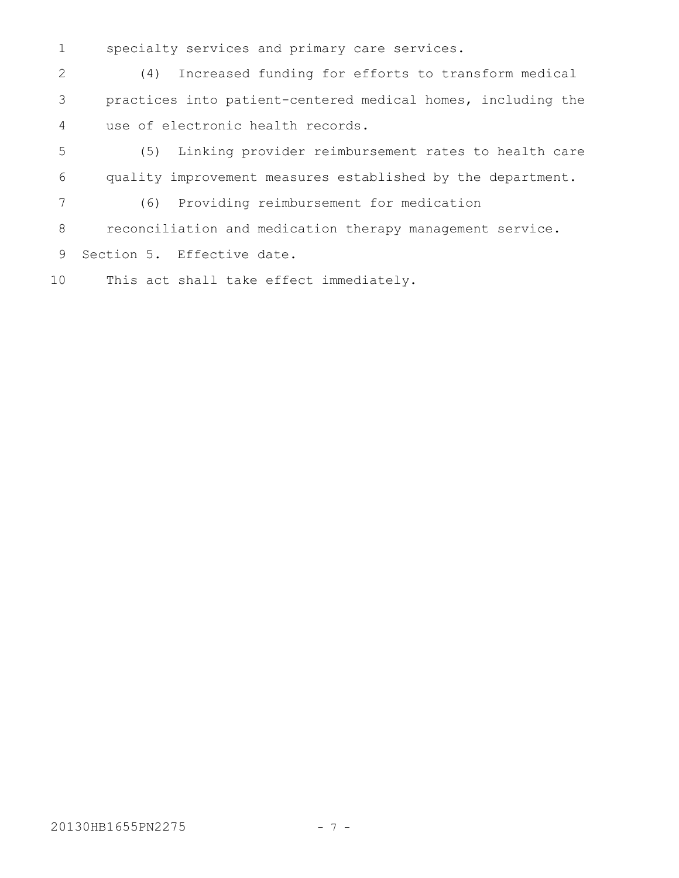specialty services and primary care services.

(4) Increased funding for efforts to transform medical practices into patient-centered medical homes, including the use of electronic health records.

(5) Linking provider reimbursement rates to health care quality improvement measures established by the department.

(6) Providing reimbursement for medication reconciliation and medication therapy management service.

Section 5. Effective date.

This act shall take effect immediately.